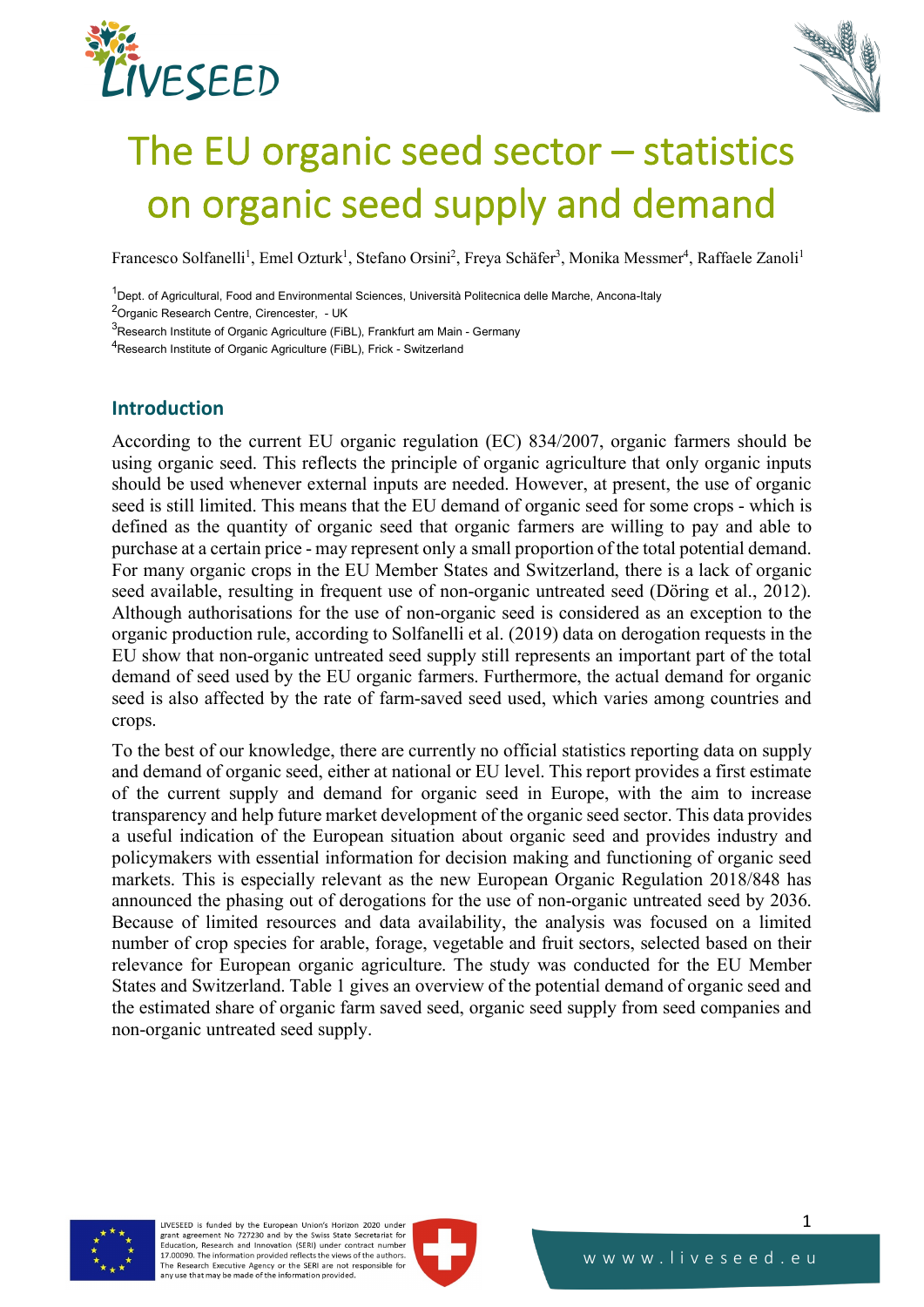# The EU organic seed sector – statistics on organic seed supply and demand

Francesco Solfanelli[1], Emel Ozturk[1], Stefano Orsini[2], Freya Schäfer[3], Monika Messmer[4], Raffaele Zanoli[1]

[1]Dept. of Agricultural, Food and Environmental Sciences, Università Politecnica delle Marche, Ancona-Italy

[2]Organic Research Centre, Cirencester, - UK

[3]Research Institute of Organic Agriculture (FiBL), Frankfurt am Main - Germany

[4]Research Institute of Organic Agriculture (FiBL), Frick - Switzerland

## Introduction

According to the current EU organic regulation (EC) 834/2007, organic farmers should be using organic seed. This reflects the principle of organic agriculture that only organic inputs should be used whenever external inputs are needed. However, at present, the use of organic seed is still limited. This means that the EU demand of organic seed for some crops - which is defined as the quantity of organic seed that organic farmers are willing to pay and able to purchase at a certain price - may represent only a small proportion of the total potential demand. For many organic crops in the EU Member States and Switzerland, there is a lack of organic seed available, resulting in frequent use of non-organic untreated seed (Döring et al., 2012). Although authorisations for the use of non-organic seed is considered as an exception to the organic production rule, according to Solfanelli et al. (2019) data on derogation requests in the EU show that non-organic untreated seed supply still represents an important part of the total demand of seed used by the EU organic farmers. Furthermore, the actual demand for organic seed is also affected by the rate of farm-saved seed used, which varies among countries and crops.

To the best of our knowledge, there are currently no official statistics reporting data on supply and demand of organic seed, either at national or EU level. This report provides a first estimate of the current supply and demand for organic seed in Europe, with the aim to increase transparency and help future market development of the organic seed sector. This data provides a useful indication of the European situation about organic seed and provides industry and policymakers with essential information for decision making and functioning of organic seed markets. This is especially relevant as the new European Organic Regulation 2018/848 has announced the phasing out of derogations for the use of non-organic untreated seed by 2036. Because of limited resources and data availability, the analysis was focused on a limited number of crop species for arable, forage, vegetable and fruit sectors, selected based on their relevance for European organic agriculture. The study was conducted for the EU Member States and Switzerland. Table 1 gives an overview of the potential demand of organic seed and the estimated share of organic farm saved seed, organic seed supply from seed companies and non-organic untreated seed supply.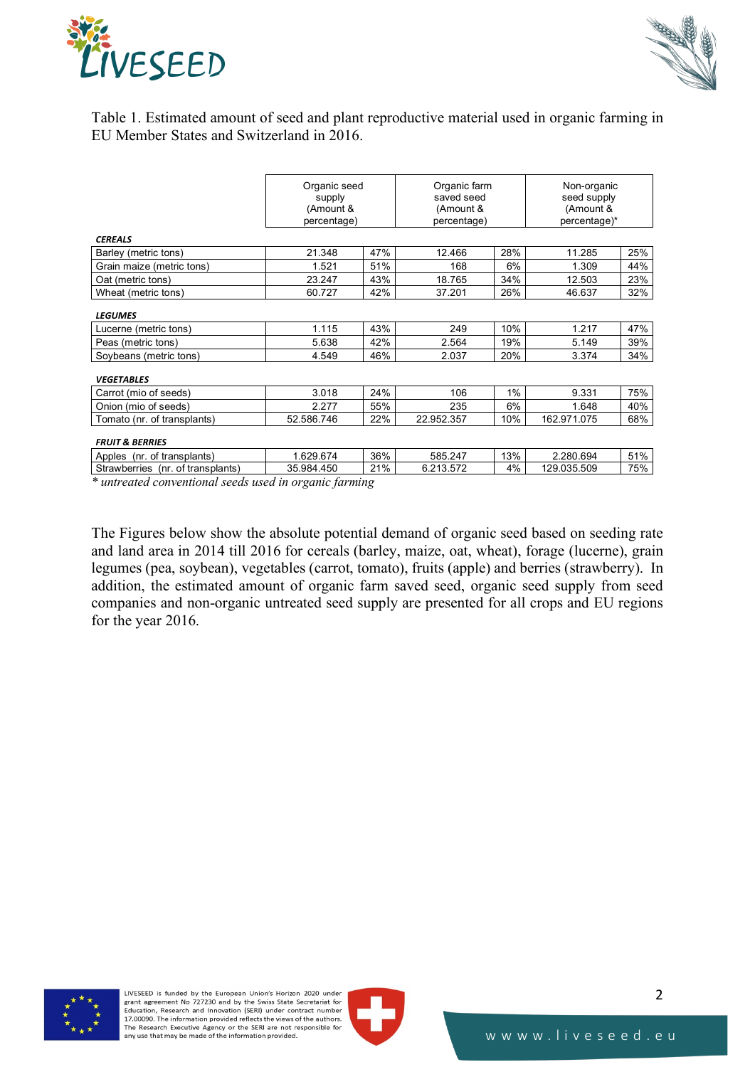Table 1. Estimated amount of seed and plant reproductive material used in organic farming in EU Member States and Switzerland in 2016.

| | Organic seed supply (Amount & percentage) | | Organic farm saved seed (Amount & percentage) | | Non-organic seed supply (Amount & percentage)* | |
|---|---|---|---|---|---|---|
| ***CEREALS*** | | | | | | |
| Barley (metric tons) | 21.348 | 47% | 12.466 | 28% | 11.285 | 25% |
| Grain maize (metric tons) | 1.521 | 51% | 168 | 6% | 1.309 | 44% |
| Oat (metric tons) | 23.247 | 43% | 18.765 | 34% | 12.503 | 23% |
| Wheat (metric tons) | 60.727 | 42% | 37.201 | 26% | 46.637 | 32% |
| ***LEGUMES*** | | | | | | |
| Lucerne (metric tons) | 1.115 | 43% | 249 | 10% | 1.217 | 47% |
| Peas (metric tons) | 5.638 | 42% | 2.564 | 19% | 5.149 | 39% |
| Soybeans (metric tons) | 4.549 | 46% | 2.037 | 20% | 3.374 | 34% |
| ***VEGETABLES*** | | | | | | |
| Carrot (mio of seeds) | 3.018 | 24% | 106 | 1% | 9.331 | 75% |
| Onion (mio of seeds) | 2.277 | 55% | 235 | 6% | 1.648 | 40% |
| Tomato (nr. of transplants) | 52.586.746 | 22% | 22.952.357 | 10% | 162.971.075 | 68% |
| ***FRUIT & BERRIES*** | | | | | | |
| Apples (nr. of transplants) | 1.629.674 | 36% | 585.247 | 13% | 2.280.694 | 51% |
| Strawberries (nr. of transplants) | 35.984.450 | 21% | 6.213.572 | 4% | 129.035.509 | 75% |

*\* untreated conventional seeds used in organic farming*

The Figures below show the absolute potential demand of organic seed based on seeding rate and land area in 2014 till 2016 for cereals (barley, maize, oat, wheat), forage (lucerne), grain legumes (pea, soybean), vegetables (carrot, tomato), fruits (apple) and berries (strawberry). In addition, the estimated amount of organic farm saved seed, organic seed supply from seed companies and non-organic untreated seed supply are presented for all crops and EU regions for the year 2016.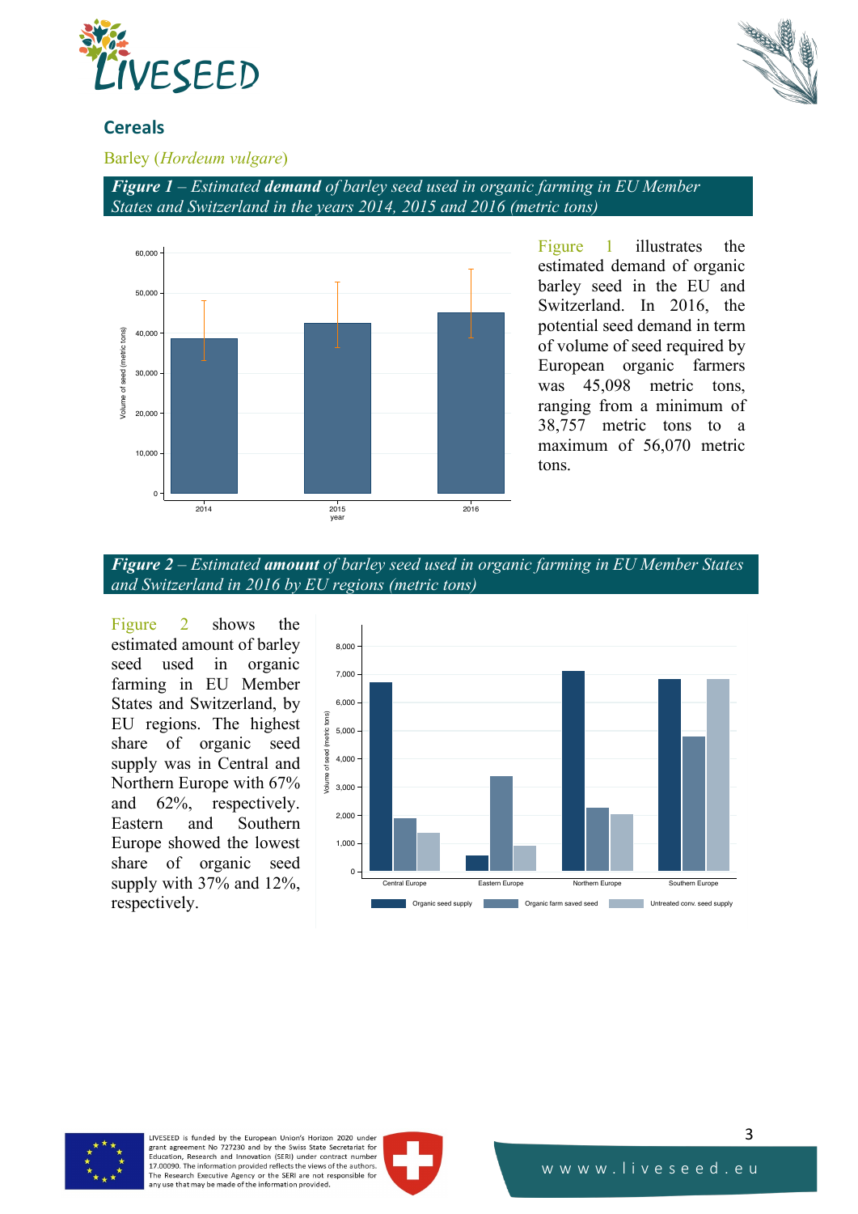## Cereals

### Barley (*Hordeum vulgare*)

***Figure 1** – Estimated **demand** of barley seed used in organic farming in EU Member States and Switzerland in the years 2014, 2015 and 2016 (metric tons)*

Figure 1 illustrates the estimated demand of organic barley seed in the EU and Switzerland. In 2016, the potential seed demand in term of volume of seed required by European organic farmers was 45,098 metric tons, ranging from a minimum of 38,757 metric tons to a maximum of 56,070 metric tons.

***Figure 2** – Estimated **amount** of barley seed used in organic farming in EU Member States and Switzerland in 2016 by EU regions (metric tons)*

Figure 2 shows the estimated amount of barley seed used in organic farming in EU Member States and Switzerland, by EU regions. The highest share of organic seed supply was in Central and Northern Europe with 67% and 62%, respectively. Eastern and Southern Europe showed the lowest share of organic seed supply with 37% and 12%, respectively.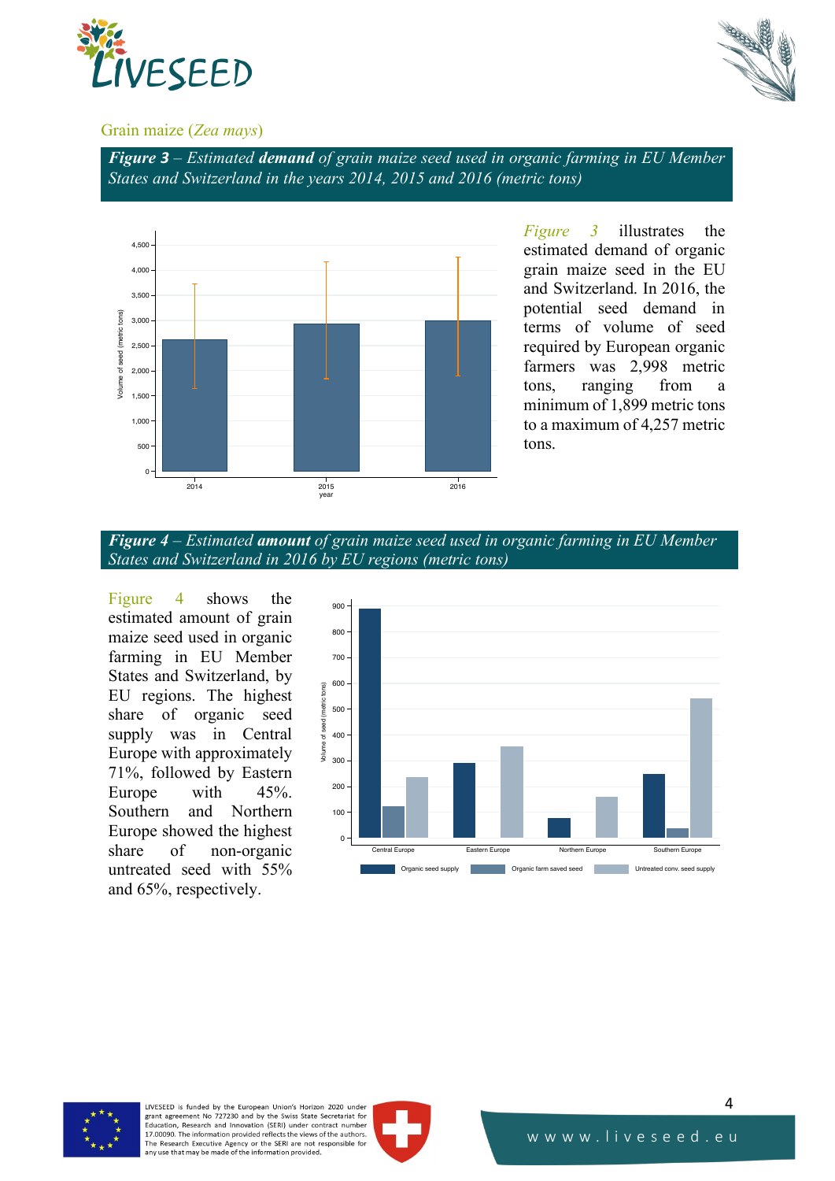## Grain maize (*Zea mays*)

***Figure 3*** *– Estimated **demand** of grain maize seed used in organic farming in EU Member States and Switzerland in the years 2014, 2015 and 2016 (metric tons)*

*Figure 3* illustrates the estimated demand of organic grain maize seed in the EU and Switzerland. In 2016, the potential seed demand in terms of volume of seed required by European organic farmers was 2,998 metric tons, ranging from a minimum of 1,899 metric tons to a maximum of 4,257 metric tons.

***Figure 4*** *– Estimated **amount** of grain maize seed used in organic farming in EU Member States and Switzerland in 2016 by EU regions (metric tons)*

Figure 4 shows the estimated amount of grain maize seed used in organic farming in EU Member States and Switzerland, by EU regions. The highest share of organic seed supply was in Central Europe with approximately 71%, followed by Eastern Europe with 45%. Southern and Northern Europe showed the highest share of non-organic untreated seed with 55% and 65%, respectively.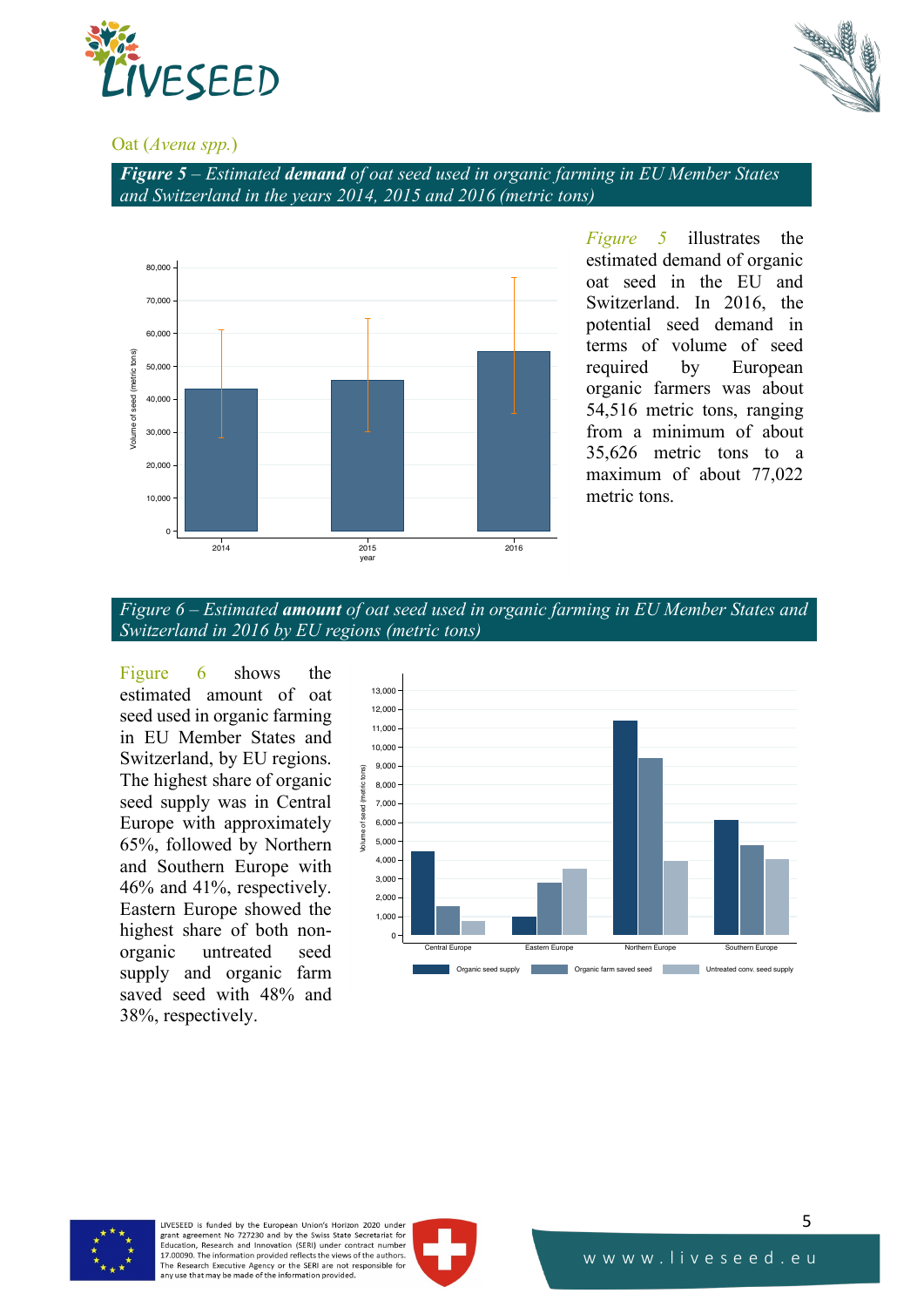Oat (*Avena spp.*)

***Figure 5** – Estimated **demand** of oat seed used in organic farming in EU Member States and Switzerland in the years 2014, 2015 and 2016 (metric tons)*

*Figure 5* illustrates the estimated demand of organic oat seed in the EU and Switzerland. In 2016, the potential seed demand in terms of volume of seed required by European organic farmers was about 54,516 metric tons, ranging from a minimum of about 35,626 metric tons to a maximum of about 77,022 metric tons.

*Figure 6 – Estimated **amount** of oat seed used in organic farming in EU Member States and Switzerland in 2016 by EU regions (metric tons)*

Figure 6 shows the estimated amount of oat seed used in organic farming in EU Member States and Switzerland, by EU regions. The highest share of organic seed supply was in Central Europe with approximately 65%, followed by Northern and Southern Europe with 46% and 41%, respectively. Eastern Europe showed the highest share of both non-organic untreated seed supply and organic farm saved seed with 48% and 38%, respectively.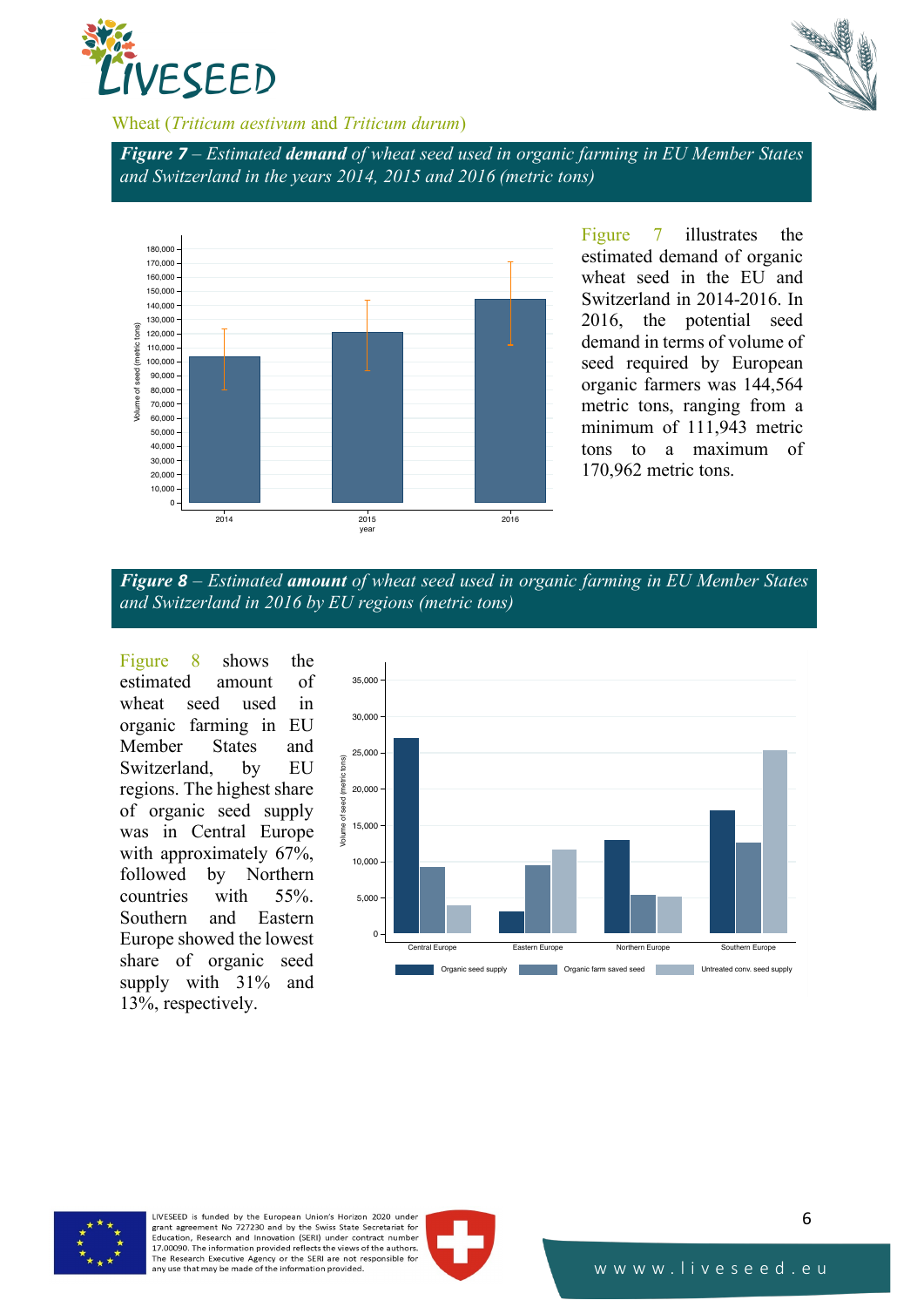Wheat (*Triticum aestivum* and *Triticum durum*)

***Figure 7** – Estimated **demand** of wheat seed used in organic farming in EU Member States and Switzerland in the years 2014, 2015 and 2016 (metric tons)*

Figure 7 illustrates the estimated demand of organic wheat seed in the EU and Switzerland in 2014-2016. In 2016, the potential seed demand in terms of volume of seed required by European organic farmers was 144,564 metric tons, ranging from a minimum of 111,943 metric tons to a maximum of 170,962 metric tons.

***Figure 8** – Estimated **amount** of wheat seed used in organic farming in EU Member States and Switzerland in 2016 by EU regions (metric tons)*

Figure 8 shows the estimated amount of wheat seed used in organic farming in EU Member States and Switzerland, by EU regions. The highest share of organic seed supply was in Central Europe with approximately 67%, followed by Northern countries with 55%. Southern and Eastern Europe showed the lowest share of organic seed supply with 31% and 13%, respectively.

LIVESEED is funded by the European Union's Horizon 2020 under grant agreement No 727230 and by the Swiss State Secretariat for Education, Research and Innovation (SERI) under contract number 17.00090. The information provided reflects the views of the authors. The Research Executive Agency or the SERI are not responsible for any use that may be made of the information provided.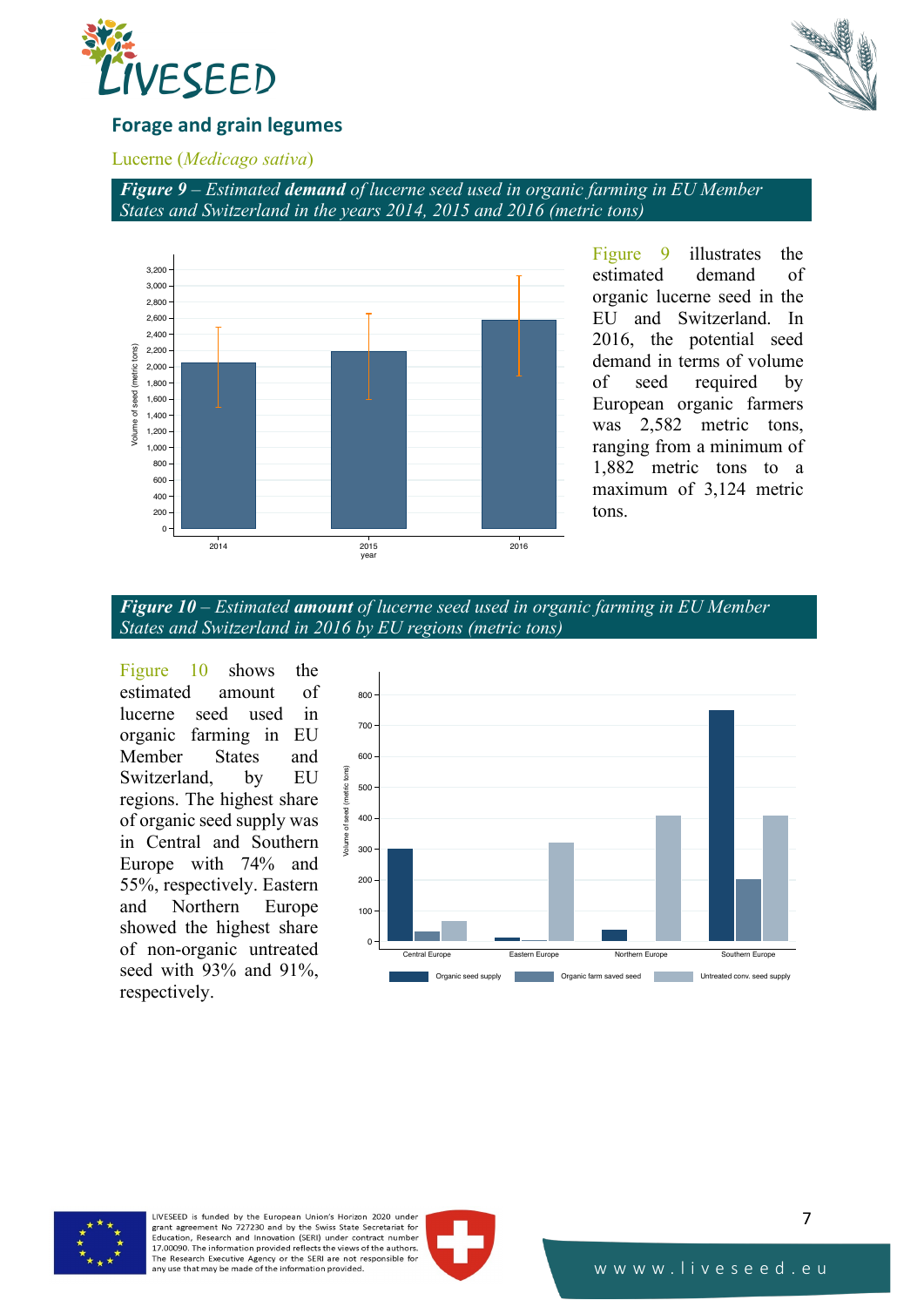## Forage and grain legumes

Lucerne (*Medicago sativa*)

***Figure 9** – Estimated **demand** of lucerne seed used in organic farming in EU Member States and Switzerland in the years 2014, 2015 and 2016 (metric tons)*

Figure 9 illustrates the estimated demand of organic lucerne seed in the EU and Switzerland. In 2016, the potential seed demand in terms of volume of seed required by European organic farmers was 2,582 metric tons, ranging from a minimum of 1,882 metric tons to a maximum of 3,124 metric tons.

***Figure 10** – Estimated **amount** of lucerne seed used in organic farming in EU Member States and Switzerland in 2016 by EU regions (metric tons)*

Figure 10 shows the estimated amount of lucerne seed used in organic farming in EU Member States and Switzerland, by EU regions. The highest share of organic seed supply was in Central and Southern Europe with 74% and 55%, respectively. Eastern and Northern Europe showed the highest share of non-organic untreated seed with 93% and 91%, respectively.

LIVESEED is funded by the European Union's Horizon 2020 under grant agreement No 727230 and by the Swiss State Secretariat for Education, Research and Innovation (SERI) under contract number 17.00090. The information provided reflects the views of the authors. The Research Executive Agency or the SERI are not responsible for any use that may be made of the information provided.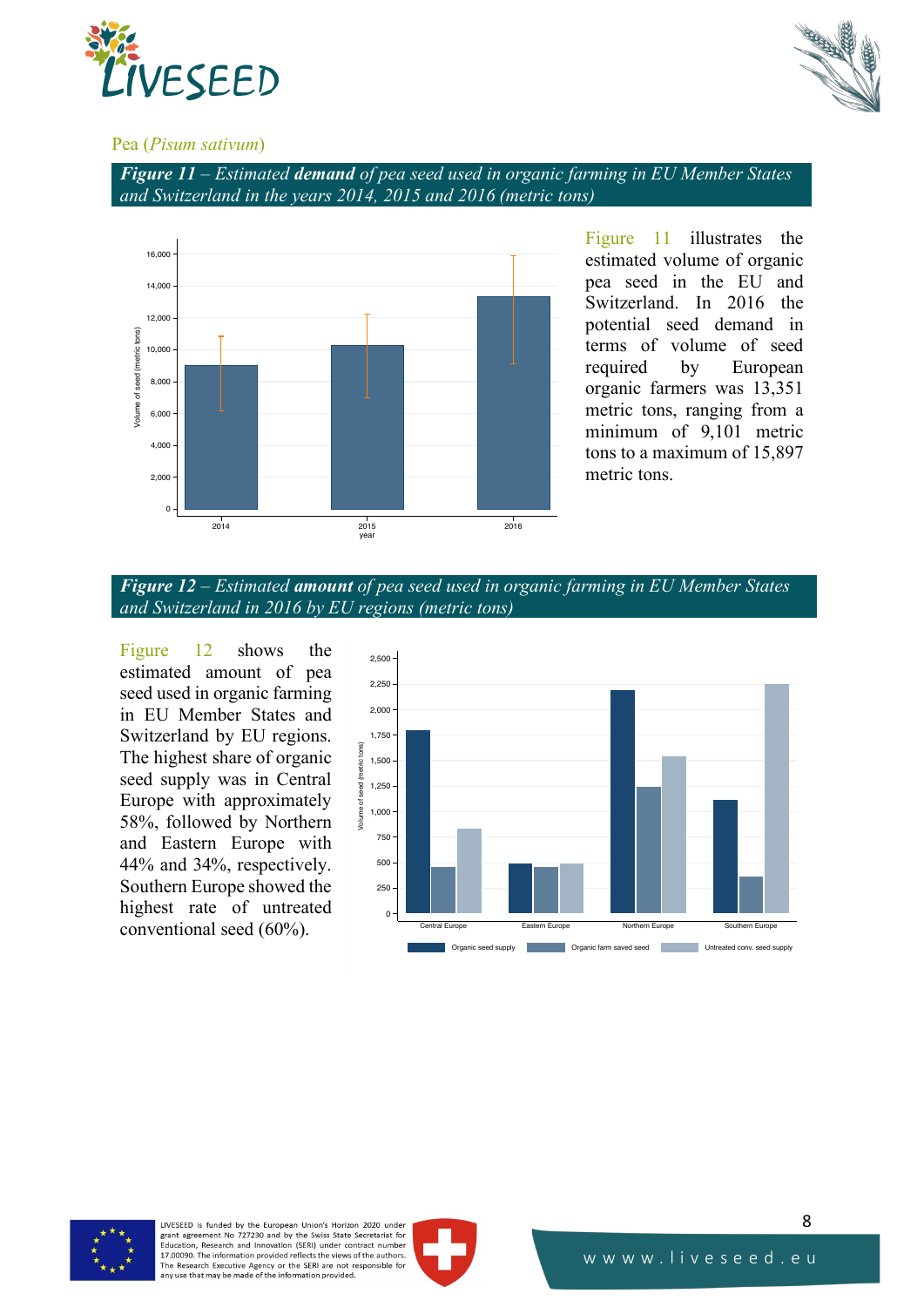Pea (*Pisum sativum*)

***Figure 11*** *– Estimated **demand** of pea seed used in organic farming in EU Member States and Switzerland in the years 2014, 2015 and 2016 (metric tons)*

Figure 11 illustrates the estimated volume of organic pea seed in the EU and Switzerland. In 2016 the potential seed demand in terms of volume of seed required by European organic farmers was 13,351 metric tons, ranging from a minimum of 9,101 metric tons to a maximum of 15,897 metric tons.

***Figure 12*** *– Estimated **amount** of pea seed used in organic farming in EU Member States and Switzerland in 2016 by EU regions (metric tons)*

Figure 12 shows the estimated amount of pea seed used in organic farming in EU Member States and Switzerland by EU regions. The highest share of organic seed supply was in Central Europe with approximately 58%, followed by Northern and Eastern Europe with 44% and 34%, respectively. Southern Europe showed the highest rate of untreated conventional seed (60%).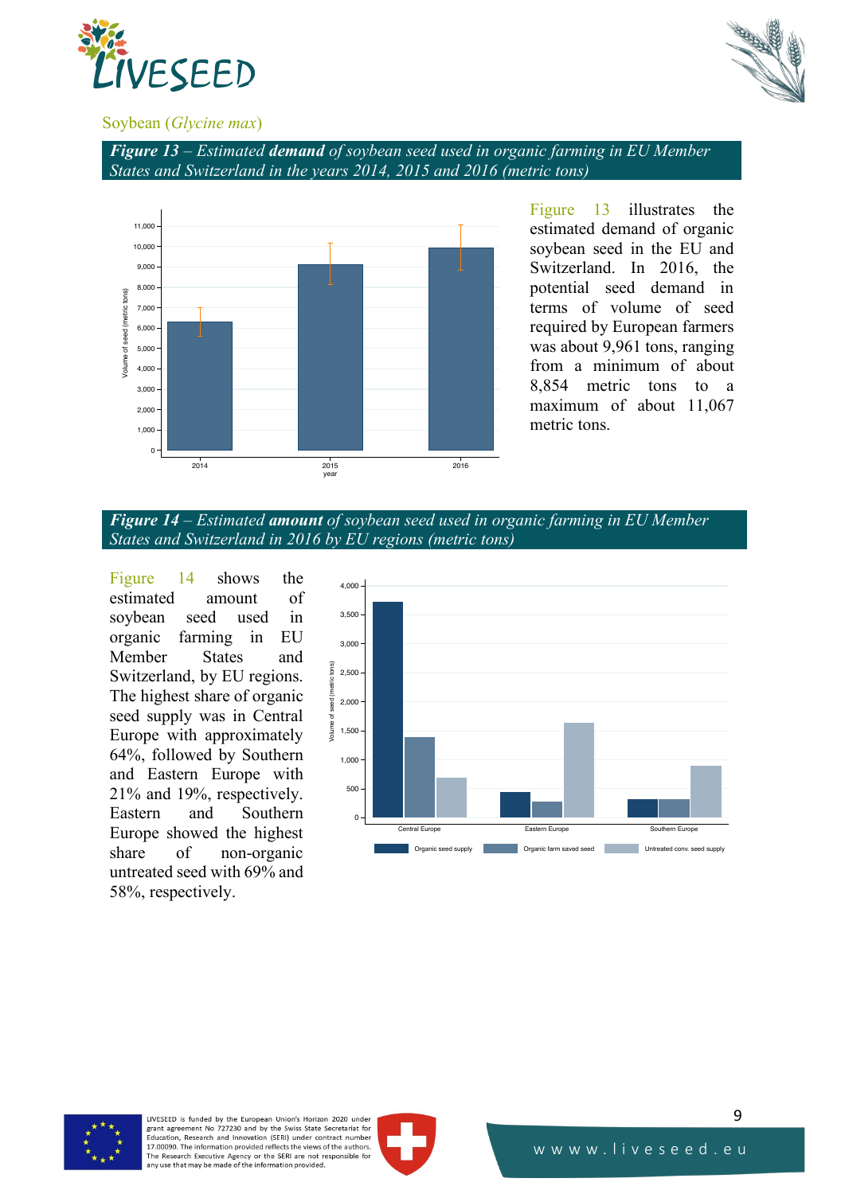Soybean (*Glycine max*)

***Figure 13** – Estimated **demand** of soybean seed used in organic farming in EU Member States and Switzerland in the years 2014, 2015 and 2016 (metric tons)*

Figure 13 illustrates the estimated demand of organic soybean seed in the EU and Switzerland. In 2016, the potential seed demand in terms of volume of seed required by European farmers was about 9,961 tons, ranging from a minimum of about 8,854 metric tons to a maximum of about 11,067 metric tons.

***Figure 14** – Estimated **amount** of soybean seed used in organic farming in EU Member States and Switzerland in 2016 by EU regions (metric tons)*

Figure 14 shows the estimated amount of soybean seed used in organic farming in EU Member States and Switzerland, by EU regions. The highest share of organic seed supply was in Central Europe with approximately 64%, followed by Southern and Eastern Europe with 21% and 19%, respectively. Eastern and Southern Europe showed the highest share of non-organic untreated seed with 69% and 58%, respectively.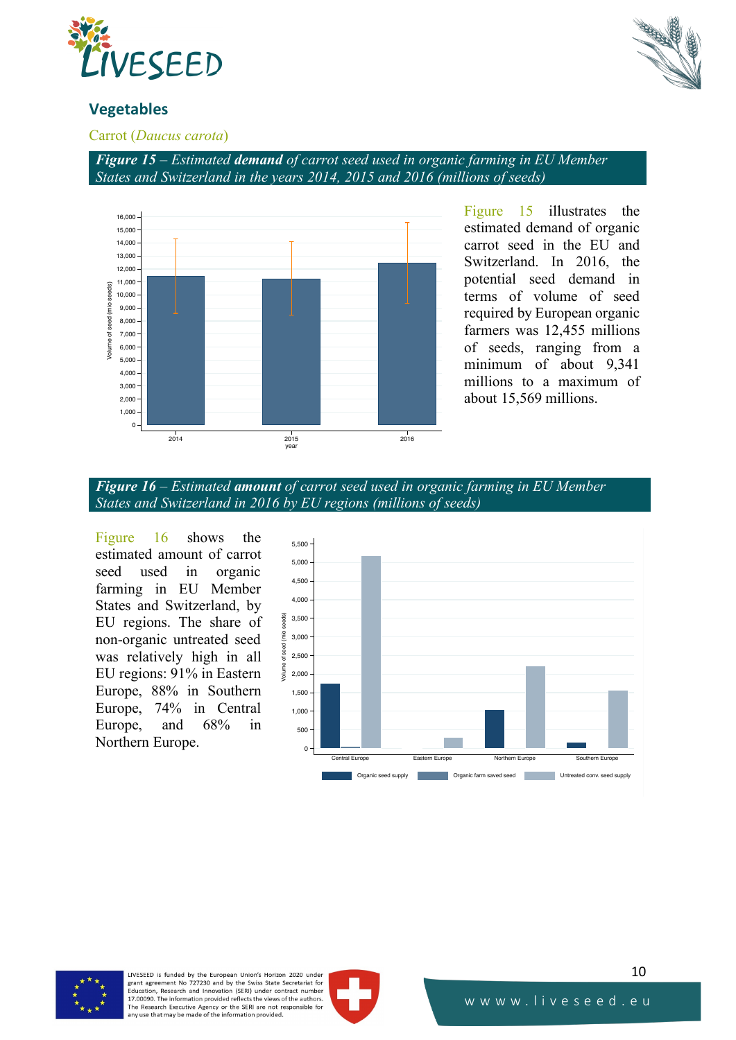## Vegetables

### Carrot (*Daucus carota*)

***Figure 15** – Estimated **demand** of carrot seed used in organic farming in EU Member States and Switzerland in the years 2014, 2015 and 2016 (millions of seeds)*

Figure 15 illustrates the estimated demand of organic carrot seed in the EU and Switzerland. In 2016, the potential seed demand in terms of volume of seed required by European organic farmers was 12,455 millions of seeds, ranging from a minimum of about 9,341 millions to a maximum of about 15,569 millions.

***Figure 16** – Estimated **amount** of carrot seed used in organic farming in EU Member States and Switzerland in 2016 by EU regions (millions of seeds)*

Figure 16 shows the estimated amount of carrot seed used in organic farming in EU Member States and Switzerland, by EU regions. The share of non-organic untreated seed was relatively high in all EU regions: 91% in Eastern Europe, 88% in Southern Europe, 74% in Central Europe, and 68% in Northern Europe.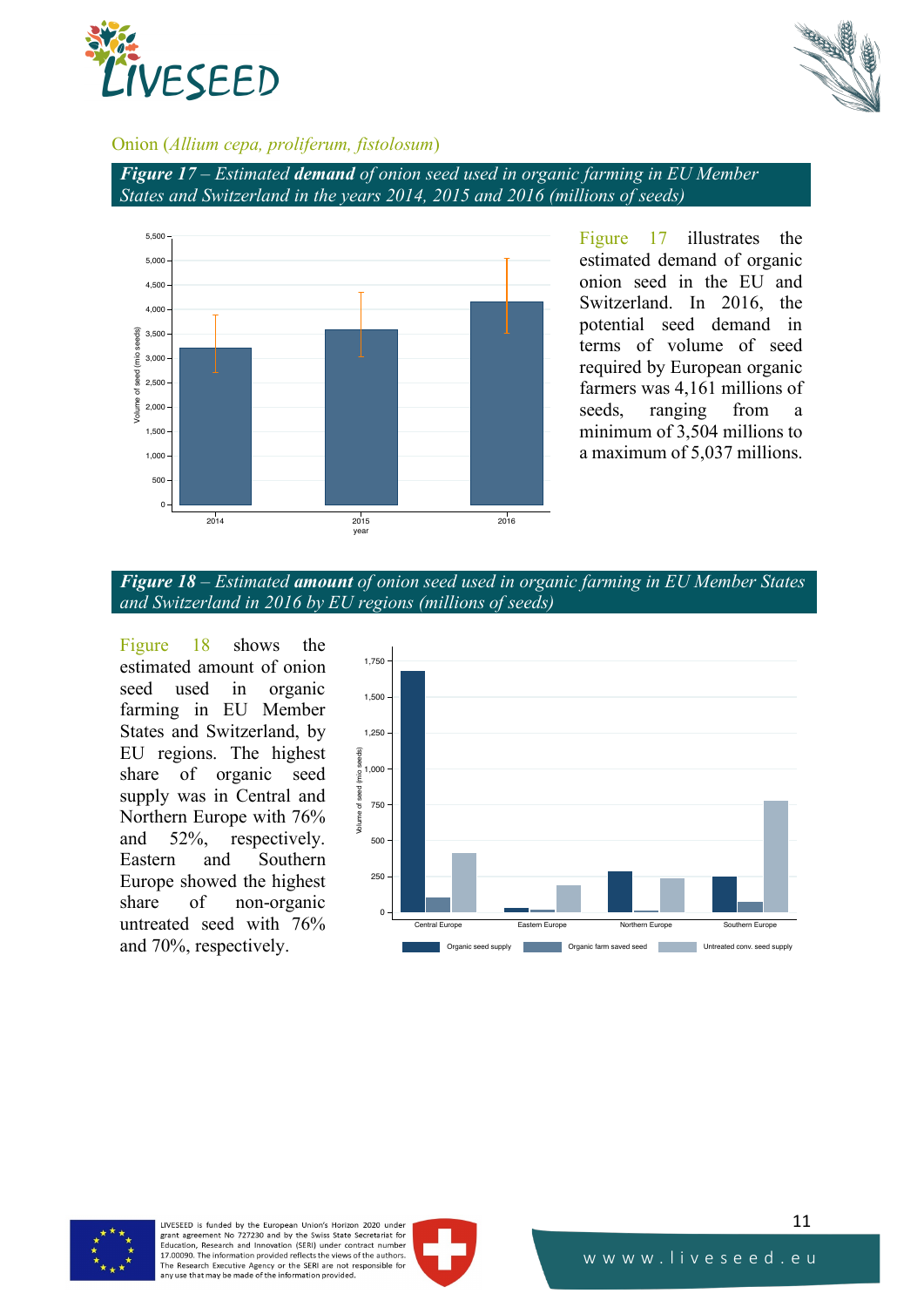Onion (*Allium cepa, proliferum, fistolosum*)

***Figure 17** – Estimated **demand** of onion seed used in organic farming in EU Member States and Switzerland in the years 2014, 2015 and 2016 (millions of seeds)*

Figure 17 illustrates the estimated demand of organic onion seed in the EU and Switzerland. In 2016, the potential seed demand in terms of volume of seed required by European organic farmers was 4,161 millions of seeds, ranging from a minimum of 3,504 millions to a maximum of 5,037 millions.

***Figure 18** – Estimated **amount** of onion seed used in organic farming in EU Member States and Switzerland in 2016 by EU regions (millions of seeds)*

Figure 18 shows the estimated amount of onion seed used in organic farming in EU Member States and Switzerland, by EU regions. The highest share of organic seed supply was in Central and Northern Europe with 76% and 52%, respectively. Eastern and Southern Europe showed the highest share of non-organic untreated seed with 76% and 70%, respectively.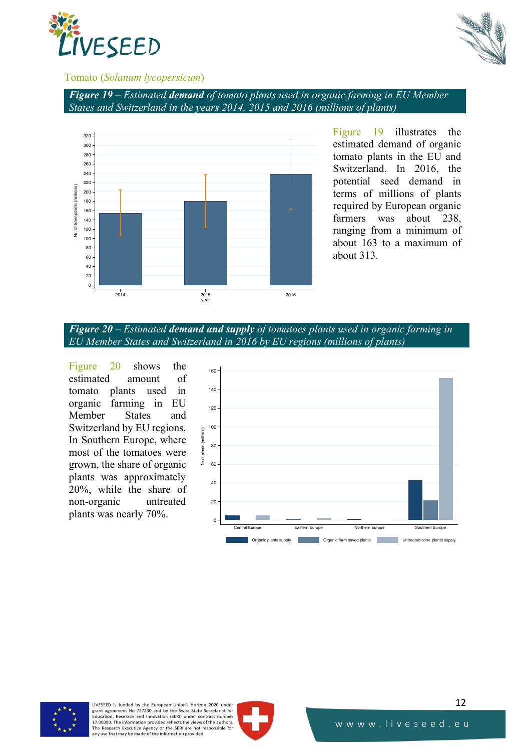## Tomato (*Solanum lycopersicum*)

***Figure 19** – Estimated **demand** of tomato plants used in organic farming in EU Member States and Switzerland in the years 2014, 2015 and 2016 (millions of plants)*

Figure 19 illustrates the estimated demand of organic tomato plants in the EU and Switzerland. In 2016, the potential seed demand in terms of millions of plants required by European organic farmers was about 238, ranging from a minimum of about 163 to a maximum of about 313.

***Figure 20** – Estimated **demand and supply** of tomatoes plants used in organic farming in EU Member States and Switzerland in 2016 by EU regions (millions of plants)*

Figure 20 shows the estimated amount of tomato plants used in organic farming in EU Member States and Switzerland by EU regions. In Southern Europe, where most of the tomatoes were grown, the share of organic plants was approximately 20%, while the share of non-organic untreated plants was nearly 70%.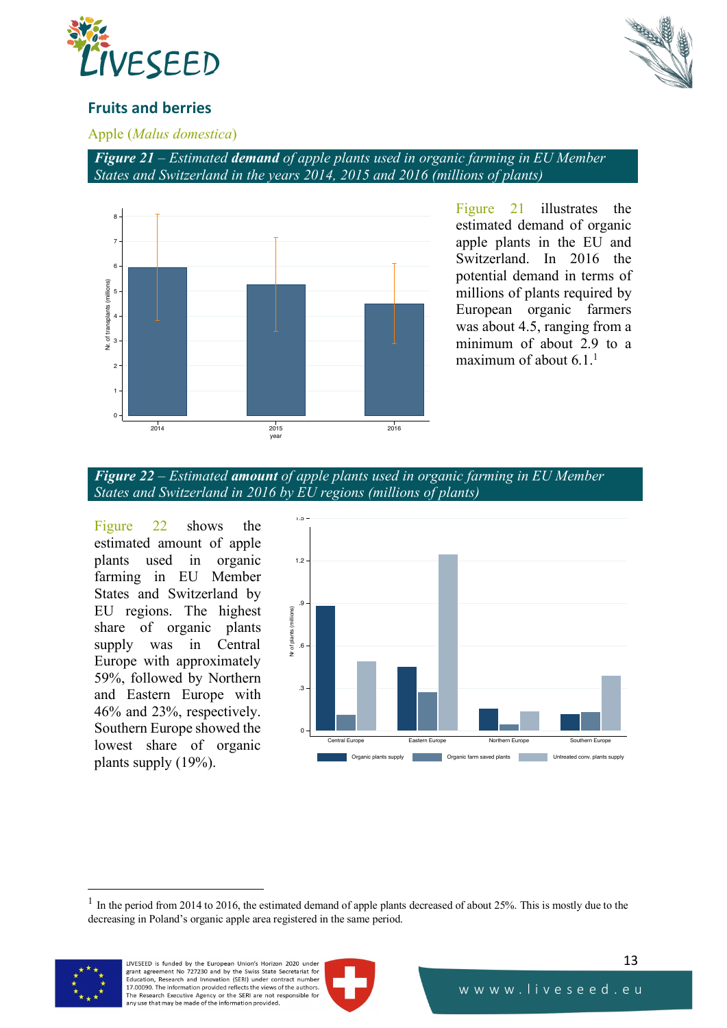## Fruits and berries

### Apple (*Malus domestica*)

***Figure 21** – Estimated **demand** of apple plants used in organic farming in EU Member States and Switzerland in the years 2014, 2015 and 2016 (millions of plants)*

Figure 21 illustrates the estimated demand of organic apple plants in the EU and Switzerland. In 2016 the potential demand in terms of millions of plants required by European organic farmers was about 4.5, ranging from a minimum of about 2.9 to a maximum of about 6.1.[1]

***Figure 22** – Estimated **amount** of apple plants used in organic farming in EU Member States and Switzerland in 2016 by EU regions (millions of plants)*

Figure 22 shows the estimated amount of apple plants used in organic farming in EU Member States and Switzerland by EU regions. The highest share of organic plants supply was in Central Europe with approximately 59%, followed by Northern and Eastern Europe with 46% and 23%, respectively. Southern Europe showed the lowest share of organic plants supply (19%).

[1] In the period from 2014 to 2016, the estimated demand of apple plants decreased of about 25%. This is mostly due to the decreasing in Poland's organic apple area registered in the same period.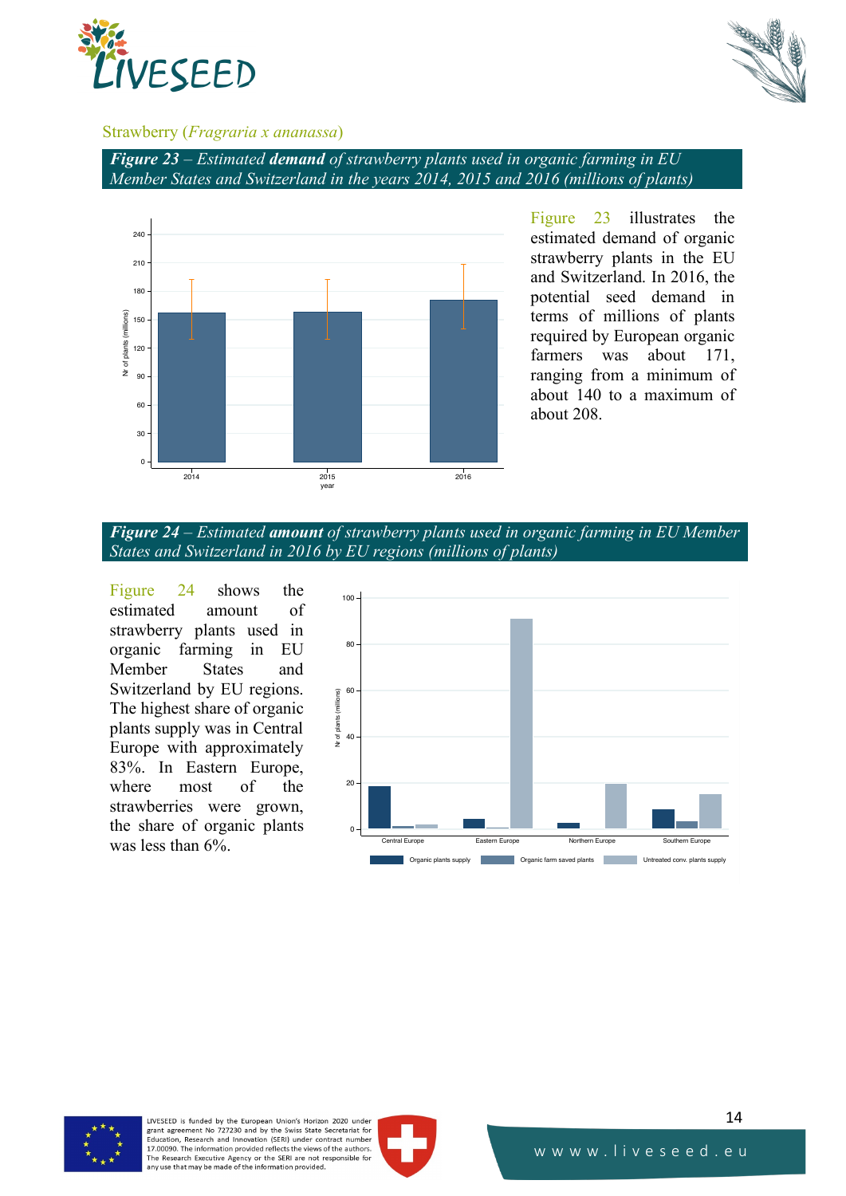Strawberry (*Fragraria x ananassa*)

***Figure 23** – Estimated **demand** of strawberry plants used in organic farming in EU Member States and Switzerland in the years 2014, 2015 and 2016 (millions of plants)*

Figure 23 illustrates the estimated demand of organic strawberry plants in the EU and Switzerland. In 2016, the potential seed demand in terms of millions of plants required by European organic farmers was about 171, ranging from a minimum of about 140 to a maximum of about 208.

***Figure 24** – Estimated **amount** of strawberry plants used in organic farming in EU Member States and Switzerland in 2016 by EU regions (millions of plants)*

Figure 24 shows the estimated amount of strawberry plants used in organic farming in EU Member States and Switzerland by EU regions. The highest share of organic plants supply was in Central Europe with approximately 83%. In Eastern Europe, where most of the strawberries were grown, the share of organic plants was less than 6%.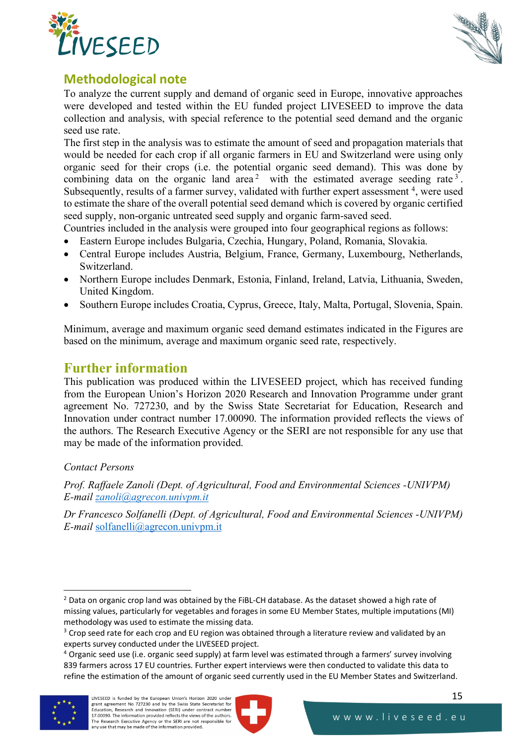## Methodological note

To analyze the current supply and demand of organic seed in Europe, innovative approaches were developed and tested within the EU funded project LIVESEED to improve the data collection and analysis, with special reference to the potential seed demand and the organic seed use rate.

The first step in the analysis was to estimate the amount of seed and propagation materials that would be needed for each crop if all organic farmers in EU and Switzerland were using only organic seed for their crops (i.e. the potential organic seed demand). This was done by combining data on the organic land area[2] with the estimated average seeding rate[3]. Subsequently, results of a farmer survey, validated with further expert assessment[4], were used to estimate the share of the overall potential seed demand which is covered by organic certified seed supply, non-organic untreated seed supply and organic farm-saved seed.

Countries included in the analysis were grouped into four geographical regions as follows:

- Eastern Europe includes Bulgaria, Czechia, Hungary, Poland, Romania, Slovakia.
- Central Europe includes Austria, Belgium, France, Germany, Luxembourg, Netherlands, Switzerland.
- Northern Europe includes Denmark, Estonia, Finland, Ireland, Latvia, Lithuania, Sweden, United Kingdom.
- Southern Europe includes Croatia, Cyprus, Greece, Italy, Malta, Portugal, Slovenia, Spain.

Minimum, average and maximum organic seed demand estimates indicated in the Figures are based on the minimum, average and maximum organic seed rate, respectively.

## Further information

This publication was produced within the LIVESEED project, which has received funding from the European Union's Horizon 2020 Research and Innovation Programme under grant agreement No. 727230, and by the Swiss State Secretariat for Education, Research and Innovation under contract number 17.00090. The information provided reflects the views of the authors. The Research Executive Agency or the SERI are not responsible for any use that may be made of the information provided.

*Contact Persons*

*Prof. Raffaele Zanoli (Dept. of Agricultural, Food and Environmental Sciences -UNIVPM)*
*E-mail* zanoli@agrecon.univpm.it

*Dr Francesco Solfanelli (Dept. of Agricultural, Food and Environmental Sciences -UNIVPM)*
*E-mail* solfanelli@agrecon.univpm.it

---

[2] Data on organic crop land was obtained by the FiBL-CH database. As the dataset showed a high rate of missing values, particularly for vegetables and forages in some EU Member States, multiple imputations (MI) methodology was used to estimate the missing data.

[3] Crop seed rate for each crop and EU region was obtained through a literature review and validated by an experts survey conducted under the LIVESEED project.

[4] Organic seed use (i.e. organic seed supply) at farm level was estimated through a farmers' survey involving 839 farmers across 17 EU countries. Further expert interviews were then conducted to validate this data to refine the estimation of the amount of organic seed currently used in the EU Member States and Switzerland.